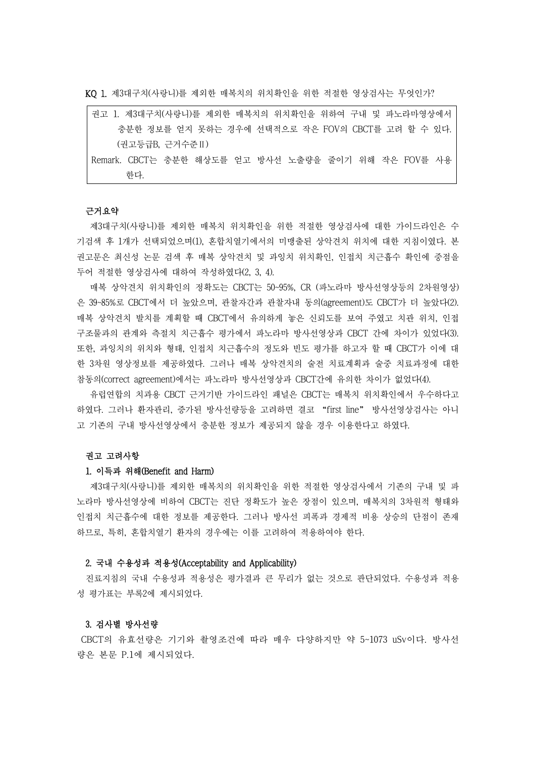**KQ 1.** 제3대구치(사랑니)를 제외한 매복치의 위치확인을 위한 적절한 영상검사는 무엇인가?

> 권고 1. 제3대구치(사랑니)를 제외한 매복치의 위치확인을 위하여 구내 및 파노라마영상에서 충분한 정보를 얻지 못하는 경우에 선택적으로 작은 FOV의 CBCT를 고려 할 수 있다. (권고등급B, 근거수준Ⅱ)
>
> Remark. CBCT는 충분한 해상도를 얻고 방사선 노출량을 줄이기 위해 작은 FOV를 사용한다.

**근거요약**

제3대구치(사랑니)를 제외한 매복치 위치확인을 위한 적절한 영상검사에 대한 가이드라인은 수기검색 후 1개가 선택되었으며(1), 혼합치열기에서의 미맹출된 상악견치 위치에 대한 지침이였다. 본 권고문은 최신성 논문 검색 후 매복 상악견치 및 과잉치 위치확인, 인접치 치근흡수 확인에 중점을 두어 적절한 영상검사에 대하여 작성하였다(2, 3, 4).

매복 상악견치 위치확인의 정확도는 CBCT는 50~95%, CR (파노라마 방사선영상등의 2차원영상)은 39~85%로 CBCT에서 더 높았으며, 관찰자간과 관찰자내 동의(agreement)도 CBCT가 더 높았다(2). 매복 상악견치 발치를 계획할 때 CBCT에서 유의하게 높은 신뢰도를 보여 주였고 치관 위치, 인접 구조물과의 관계와 측절치 치근흡수 평가에서 파노라마 방사선영상과 CBCT 간에 차이가 있었다(3). 또한, 과잉치의 위치와 형태, 인접치 치근흡수의 정도와 빈도 평가를 하고자 할 때 CBCT가 이에 대한 3차원 영상정보를 제공하였다. 그러나 매복 상악견치의 술전 치료계획과 술중 치료과정에 대한 참동의(correct agreement)에서는 파노라마 방사선영상과 CBCT간에 유의한 차이가 없었다(4).

유럽연합의 치과용 CBCT 근거기반 가이드라인 패널은 CBCT는 매복치 위치확인에서 우수하다고 하였다. 그러나 환자관리, 증가된 방사선량등을 고려하면 결코 "first line" 방사선영상검사는 아니고 기존의 구내 방사선영상에서 충분한 정보가 제공되지 않을 경우 이용한다고 하였다.

**권고 고려사항**

**1. 이득과 위해(Benefit and Harm)**

제3대구치(사랑니)를 제외한 매복치의 위치확인을 위한 적절한 영상검사에서 기존의 구내 및 파노라마 방사선영상에 비하여 CBCT는 진단 정확도가 높은 장점이 있으며, 매복치의 3차원적 형태와 인접치 치근흡수에 대한 정보를 제공한다. 그러나 방사선 피폭과 경제적 비용 상승의 단점이 존재하므로, 특히, 혼합치열기 환자의 경우에는 이를 고려하여 적용하여야 한다.

**2. 국내 수용성과 적용성(Acceptability and Applicability)**

진료지침의 국내 수용성과 적용성은 평가결과 큰 무리가 없는 것으로 판단되었다. 수용성과 적용성 평가표는 부록2에 제시되었다.

**3. 검사별 방사선량**

CBCT의 유효선량은 기기와 촬영조건에 따라 매우 다양하지만 약 5~1073 uSv이다. 방사선량은 본문 P.1에 제시되었다.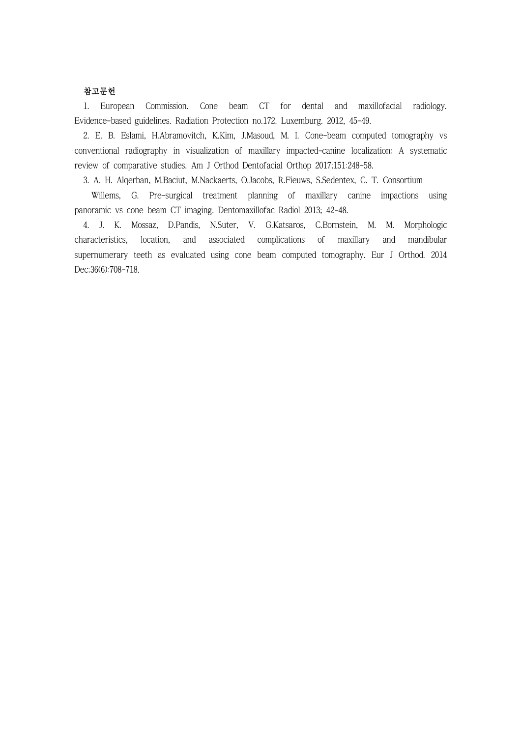**참고문헌**

1. European Commission. Cone beam CT for dental and maxillofacial radiology. Evidence-based guidelines. Radiation Protection no.172. Luxemburg. 2012, 45-49.
2. E. B. Eslami, H.Abramovitch, K.Kim, J.Masoud, M. I. Cone-beam computed tomography vs conventional radiography in visualization of maxillary impacted-canine localization: A systematic review of comparative studies. Am J Orthod Dentofacial Orthop 2017;151:248-58.
3. A. H. Alqerban, M.Baciut, M.Nackaerts, O.Jacobs, R.Fieuws, S.Sedentex, C. T. Consortium Willems, G. Pre-surgical treatment planning of maxillary canine impactions using panoramic vs cone beam CT imaging. Dentomaxillofac Radiol 2013; 42-48.
4. J. K. Mossaz, D.Pandis, N.Suter, V. G.Katsaros, C.Bornstein, M. M. Morphologic characteristics, location, and associated complications of maxillary and mandibular supernumerary teeth as evaluated using cone beam computed tomography. Eur J Orthod. 2014 Dec;36(6):708-718.